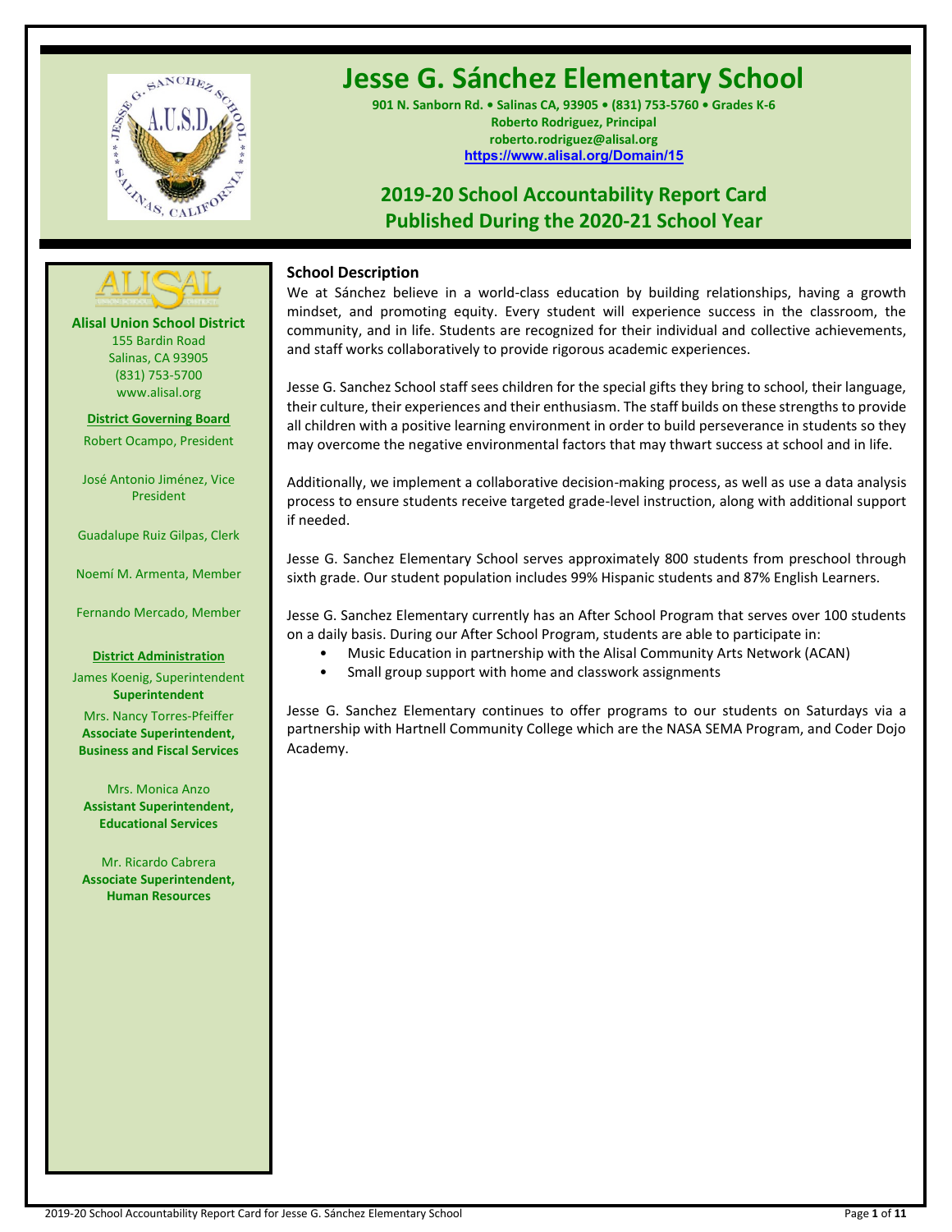# Jesse G. Sánchez Elementary School

**901 N. Sanborn Rd. • Salinas CA, 93905 • (831) 753-5760 • Grades K-6**
**Roberto Rodriguez, Principal**
**roberto.rodriguez@alisal.org**
**https://www.alisal.org/Domain/15**

## 2019-20 School Accountability Report Card
## Published During the 2020-21 School Year

**Alisal Union School District**
155 Bardin Road
Salinas, CA 93905
(831) 753-5700
www.alisal.org

**District Governing Board**

Robert Ocampo, President

José Antonio Jiménez, Vice President

Guadalupe Ruiz Gilpas, Clerk

Noemí M. Armenta, Member

Fernando Mercado, Member

**District Administration**

James Koenig, Superintendent
**Superintendent**

Mrs. Nancy Torres-Pfeiffer
**Associate Superintendent, Business and Fiscal Services**

Mrs. Monica Anzo
**Assistant Superintendent, Educational Services**

Mr. Ricardo Cabrera
**Associate Superintendent, Human Resources**

### School Description

We at Sánchez believe in a world-class education by building relationships, having a growth mindset, and promoting equity. Every student will experience success in the classroom, the community, and in life. Students are recognized for their individual and collective achievements, and staff works collaboratively to provide rigorous academic experiences.

Jesse G. Sanchez School staff sees children for the special gifts they bring to school, their language, their culture, their experiences and their enthusiasm. The staff builds on these strengths to provide all children with a positive learning environment in order to build perseverance in students so they may overcome the negative environmental factors that may thwart success at school and in life.

Additionally, we implement a collaborative decision-making process, as well as use a data analysis process to ensure students receive targeted grade-level instruction, along with additional support if needed.

Jesse G. Sanchez Elementary School serves approximately 800 students from preschool through sixth grade. Our student population includes 99% Hispanic students and 87% English Learners.

Jesse G. Sanchez Elementary currently has an After School Program that serves over 100 students on a daily basis. During our After School Program, students are able to participate in:

- Music Education in partnership with the Alisal Community Arts Network (ACAN)
- Small group support with home and classwork assignments

Jesse G. Sanchez Elementary continues to offer programs to our students on Saturdays via a partnership with Hartnell Community College which are the NASA SEMA Program, and Coder Dojo Academy.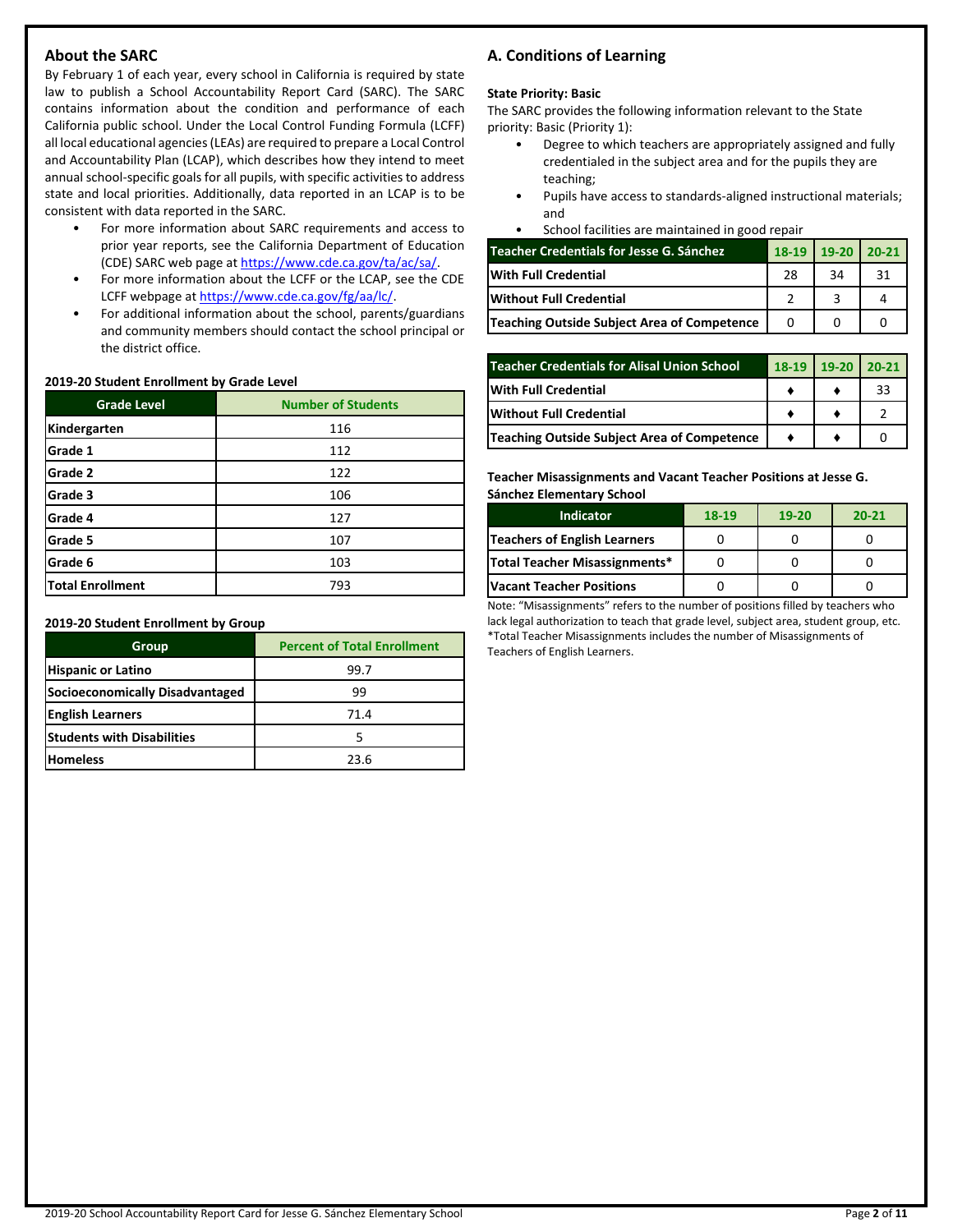## About the SARC

By February 1 of each year, every school in California is required by state law to publish a School Accountability Report Card (SARC). The SARC contains information about the condition and performance of each California public school. Under the Local Control Funding Formula (LCFF) all local educational agencies (LEAs) are required to prepare a Local Control and Accountability Plan (LCAP), which describes how they intend to meet annual school-specific goals for all pupils, with specific activities to address state and local priorities. Additionally, data reported in an LCAP is to be consistent with data reported in the SARC.

- For more information about SARC requirements and access to prior year reports, see the California Department of Education (CDE) SARC web page at https://www.cde.ca.gov/ta/ac/sa/.
- For more information about the LCFF or the LCAP, see the CDE LCFF webpage at https://www.cde.ca.gov/fg/aa/lc/.
- For additional information about the school, parents/guardians and community members should contact the school principal or the district office.

**2019-20 Student Enrollment by Grade Level**

| Grade Level | Number of Students |
|---|---|
| Kindergarten | 116 |
| Grade 1 | 112 |
| Grade 2 | 122 |
| Grade 3 | 106 |
| Grade 4 | 127 |
| Grade 5 | 107 |
| Grade 6 | 103 |
| Total Enrollment | 793 |

**2019-20 Student Enrollment by Group**

| Group | Percent of Total Enrollment |
|---|---|
| Hispanic or Latino | 99.7 |
| Socioeconomically Disadvantaged | 99 |
| English Learners | 71.4 |
| Students with Disabilities | 5 |
| Homeless | 23.6 |

## A. Conditions of Learning

**State Priority: Basic**

The SARC provides the following information relevant to the State priority: Basic (Priority 1):

- Degree to which teachers are appropriately assigned and fully credentialed in the subject area and for the pupils they are teaching;
- Pupils have access to standards-aligned instructional materials; and
- School facilities are maintained in good repair

| Teacher Credentials for Jesse G. Sánchez | 18-19 | 19-20 | 20-21 |
|---|---|---|---|
| With Full Credential | 28 | 34 | 31 |
| Without Full Credential | 2 | 3 | 4 |
| Teaching Outside Subject Area of Competence | 0 | 0 | 0 |

| Teacher Credentials for Alisal Union School | 18-19 | 19-20 | 20-21 |
|---|---|---|---|
| With Full Credential | ♦ | ♦ | 33 |
| Without Full Credential | ♦ | ♦ | 2 |
| Teaching Outside Subject Area of Competence | ♦ | ♦ | 0 |

**Teacher Misassignments and Vacant Teacher Positions at Jesse G. Sánchez Elementary School**

| Indicator | 18-19 | 19-20 | 20-21 |
|---|---|---|---|
| Teachers of English Learners | 0 | 0 | 0 |
| Total Teacher Misassignments* | 0 | 0 | 0 |
| Vacant Teacher Positions | 0 | 0 | 0 |

Note: "Misassignments" refers to the number of positions filled by teachers who lack legal authorization to teach that grade level, subject area, student group, etc.
*Total Teacher Misassignments includes the number of Misassignments of Teachers of English Learners.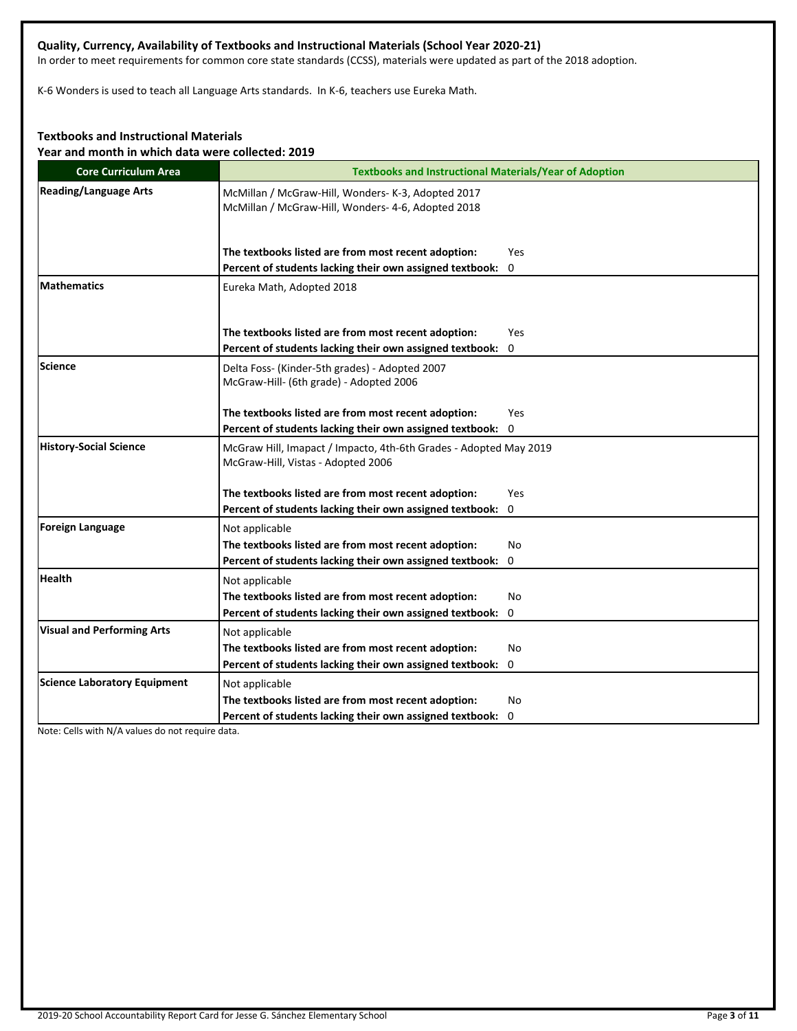**Quality, Currency, Availability of Textbooks and Instructional Materials (School Year 2020-21)**

In order to meet requirements for common core state standards (CCSS), materials were updated as part of the 2018 adoption.

K-6 Wonders is used to teach all Language Arts standards. In K-6, teachers use Eureka Math.

**Textbooks and Instructional Materials**

**Year and month in which data were collected: 2019**

| Core Curriculum Area | Textbooks and Instructional Materials/Year of Adoption |
|---|---|
| **Reading/Language Arts** | McMillan / McGraw-Hill, Wonders- K-3, Adopted 2017<br>McMillan / McGraw-Hill, Wonders- 4-6, Adopted 2018<br><br>**The textbooks listed are from most recent adoption:** Yes<br>**Percent of students lacking their own assigned textbook:** 0 |
| **Mathematics** | Eureka Math, Adopted 2018<br><br>**The textbooks listed are from most recent adoption:** Yes<br>**Percent of students lacking their own assigned textbook:** 0 |
| **Science** | Delta Foss- (Kinder-5th grades) - Adopted 2007<br>McGraw-Hill- (6th grade) - Adopted 2006<br><br>**The textbooks listed are from most recent adoption:** Yes<br>**Percent of students lacking their own assigned textbook:** 0 |
| **History-Social Science** | McGraw Hill, Imapact / Impacto, 4th-6th Grades - Adopted May 2019<br>McGraw-Hill, Vistas - Adopted 2006<br><br>**The textbooks listed are from most recent adoption:** Yes<br>**Percent of students lacking their own assigned textbook:** 0 |
| **Foreign Language** | Not applicable<br>**The textbooks listed are from most recent adoption:** No<br>**Percent of students lacking their own assigned textbook:** 0 |
| **Health** | Not applicable<br>**The textbooks listed are from most recent adoption:** No<br>**Percent of students lacking their own assigned textbook:** 0 |
| **Visual and Performing Arts** | Not applicable<br>**The textbooks listed are from most recent adoption:** No<br>**Percent of students lacking their own assigned textbook:** 0 |
| **Science Laboratory Equipment** | Not applicable<br>**The textbooks listed are from most recent adoption:** No<br>**Percent of students lacking their own assigned textbook:** 0 |

Note: Cells with N/A values do not require data.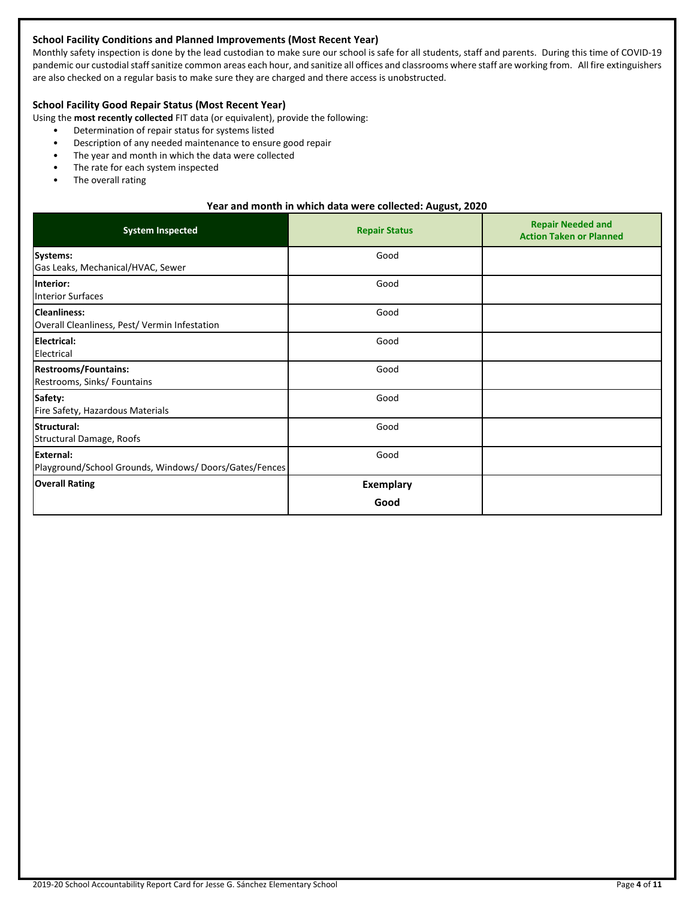### School Facility Conditions and Planned Improvements (Most Recent Year)

Monthly safety inspection is done by the lead custodian to make sure our school is safe for all students, staff and parents. During this time of COVID-19 pandemic our custodial staff sanitize common areas each hour, and sanitize all offices and classrooms where staff are working from. All fire extinguishers are also checked on a regular basis to make sure they are charged and there access is unobstructed.

### School Facility Good Repair Status (Most Recent Year)

Using the **most recently collected** FIT data (or equivalent), provide the following:

- Determination of repair status for systems listed
- Description of any needed maintenance to ensure good repair
- The year and month in which the data were collected
- The rate for each system inspected
- The overall rating

**Year and month in which data were collected: August, 2020**

| System Inspected | Repair Status | Repair Needed and Action Taken or Planned |
|---|---|---|
| **Systems:** Gas Leaks, Mechanical/HVAC, Sewer | Good | |
| **Interior:** Interior Surfaces | Good | |
| **Cleanliness:** Overall Cleanliness, Pest/ Vermin Infestation | Good | |
| **Electrical:** Electrical | Good | |
| **Restrooms/Fountains:** Restrooms, Sinks/ Fountains | Good | |
| **Safety:** Fire Safety, Hazardous Materials | Good | |
| **Structural:** Structural Damage, Roofs | Good | |
| **External:** Playground/School Grounds, Windows/ Doors/Gates/Fences | Good | |
| **Overall Rating** | **Exemplary** **Good** | |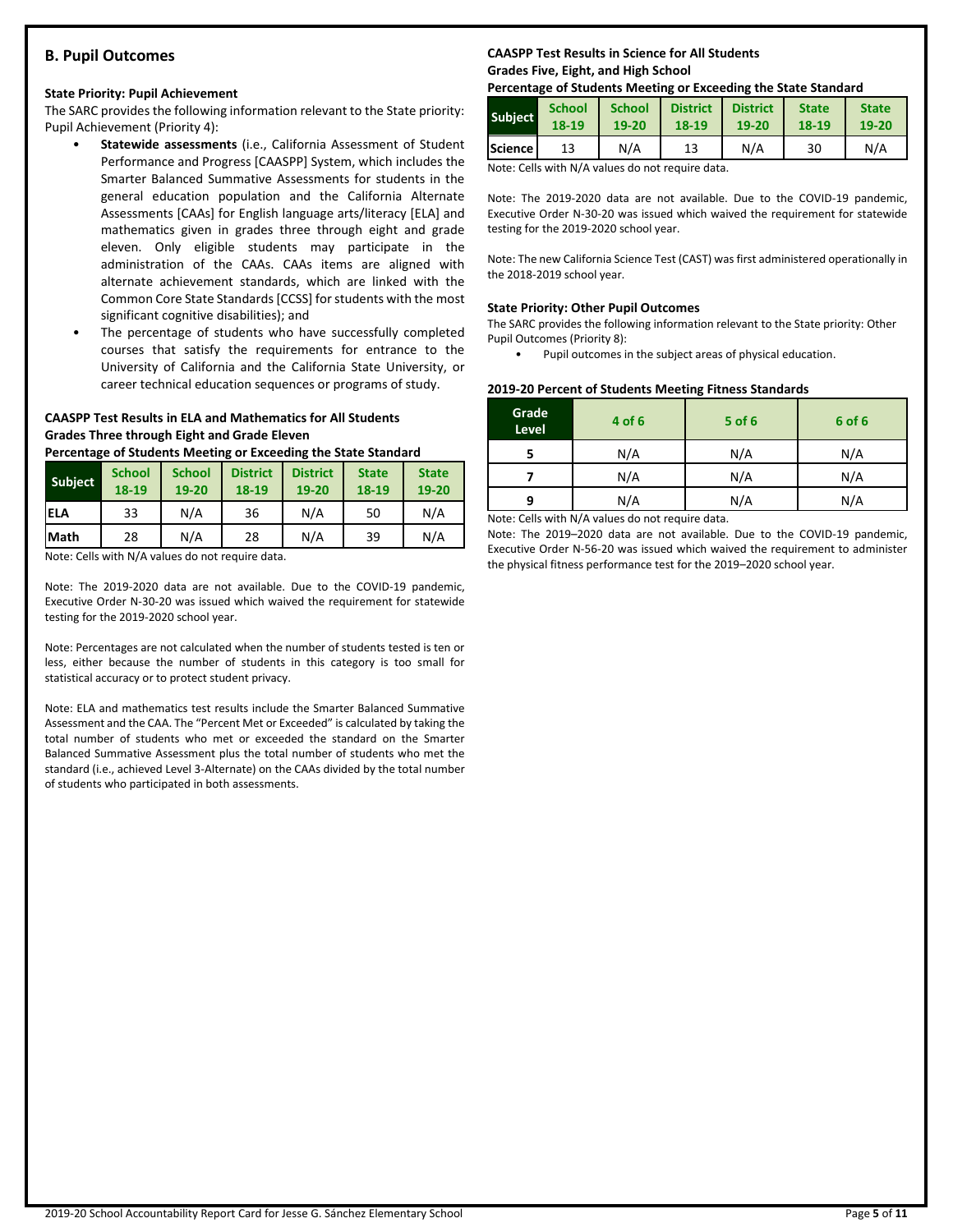## B. Pupil Outcomes

### State Priority: Pupil Achievement

The SARC provides the following information relevant to the State priority: Pupil Achievement (Priority 4):

- **Statewide assessments** (i.e., California Assessment of Student Performance and Progress [CAASPP] System, which includes the Smarter Balanced Summative Assessments for students in the general education population and the California Alternate Assessments [CAAs] for English language arts/literacy [ELA] and mathematics given in grades three through eight and grade eleven. Only eligible students may participate in the administration of the CAAs. CAAs items are aligned with alternate achievement standards, which are linked with the Common Core State Standards [CCSS] for students with the most significant cognitive disabilities); and
- The percentage of students who have successfully completed courses that satisfy the requirements for entrance to the University of California and the California State University, or career technical education sequences or programs of study.

**CAASPP Test Results in ELA and Mathematics for All Students**
**Grades Three through Eight and Grade Eleven**
**Percentage of Students Meeting or Exceeding the State Standard**

| Subject | School 18-19 | School 19-20 | District 18-19 | District 19-20 | State 18-19 | State 19-20 |
|---|---|---|---|---|---|---|
| ELA | 33 | N/A | 36 | N/A | 50 | N/A |
| Math | 28 | N/A | 28 | N/A | 39 | N/A |

Note: Cells with N/A values do not require data.

Note: The 2019-2020 data are not available. Due to the COVID-19 pandemic, Executive Order N-30-20 was issued which waived the requirement for statewide testing for the 2019-2020 school year.

Note: Percentages are not calculated when the number of students tested is ten or less, either because the number of students in this category is too small for statistical accuracy or to protect student privacy.

Note: ELA and mathematics test results include the Smarter Balanced Summative Assessment and the CAA. The "Percent Met or Exceeded" is calculated by taking the total number of students who met or exceeded the standard on the Smarter Balanced Summative Assessment plus the total number of students who met the standard (i.e., achieved Level 3-Alternate) on the CAAs divided by the total number of students who participated in both assessments.

**CAASPP Test Results in Science for All Students**
**Grades Five, Eight, and High School**
**Percentage of Students Meeting or Exceeding the State Standard**

| Subject | School 18-19 | School 19-20 | District 18-19 | District 19-20 | State 18-19 | State 19-20 |
|---|---|---|---|---|---|---|
| Science | 13 | N/A | 13 | N/A | 30 | N/A |

Note: Cells with N/A values do not require data.

Note: The 2019-2020 data are not available. Due to the COVID-19 pandemic, Executive Order N-30-20 was issued which waived the requirement for statewide testing for the 2019-2020 school year.

Note: The new California Science Test (CAST) was first administered operationally in the 2018-2019 school year.

### State Priority: Other Pupil Outcomes

The SARC provides the following information relevant to the State priority: Other Pupil Outcomes (Priority 8):

- Pupil outcomes in the subject areas of physical education.

**2019-20 Percent of Students Meeting Fitness Standards**

| Grade Level | 4 of 6 | 5 of 6 | 6 of 6 |
|---|---|---|---|
| 5 | N/A | N/A | N/A |
| 7 | N/A | N/A | N/A |
| 9 | N/A | N/A | N/A |

Note: Cells with N/A values do not require data.

Note: The 2019–2020 data are not available. Due to the COVID-19 pandemic, Executive Order N-56-20 was issued which waived the requirement to administer the physical fitness performance test for the 2019–2020 school year.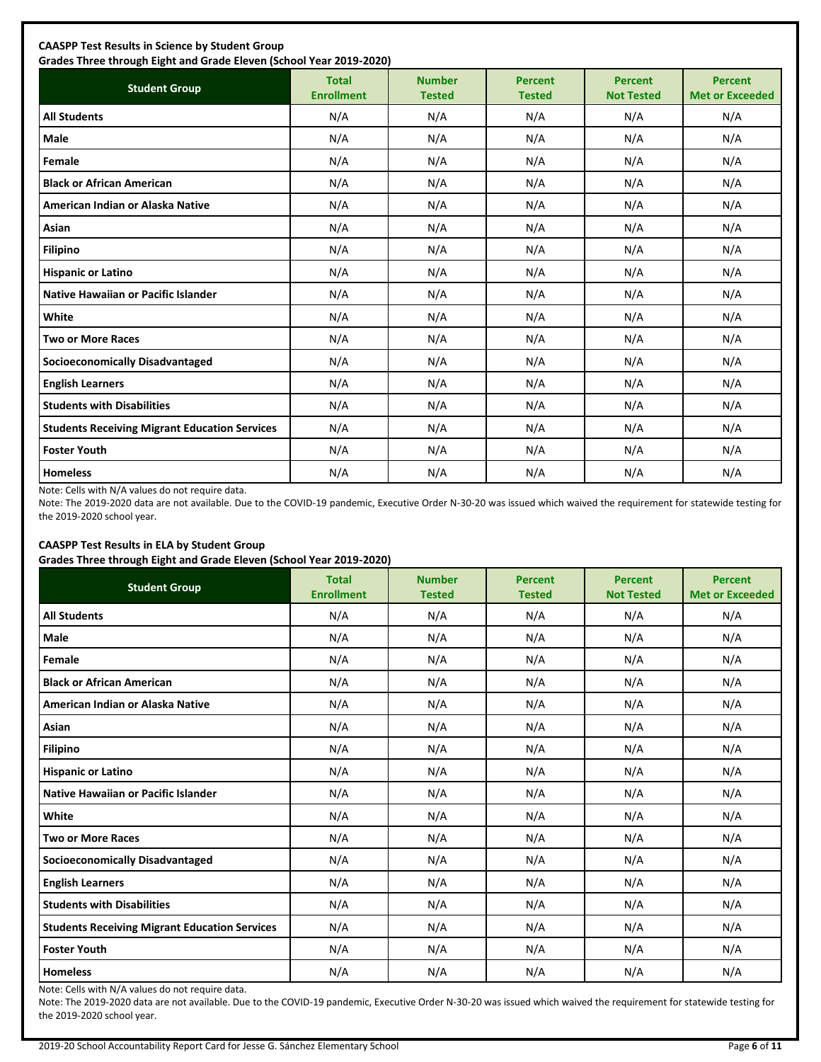**CAASPP Test Results in Science by Student Group**
**Grades Three through Eight and Grade Eleven (School Year 2019-2020)**

| Student Group | Total Enrollment | Number Tested | Percent Tested | Percent Not Tested | Percent Met or Exceeded |
|---|---|---|---|---|---|
| All Students | N/A | N/A | N/A | N/A | N/A |
| Male | N/A | N/A | N/A | N/A | N/A |
| Female | N/A | N/A | N/A | N/A | N/A |
| Black or African American | N/A | N/A | N/A | N/A | N/A |
| American Indian or Alaska Native | N/A | N/A | N/A | N/A | N/A |
| Asian | N/A | N/A | N/A | N/A | N/A |
| Filipino | N/A | N/A | N/A | N/A | N/A |
| Hispanic or Latino | N/A | N/A | N/A | N/A | N/A |
| Native Hawaiian or Pacific Islander | N/A | N/A | N/A | N/A | N/A |
| White | N/A | N/A | N/A | N/A | N/A |
| Two or More Races | N/A | N/A | N/A | N/A | N/A |
| Socioeconomically Disadvantaged | N/A | N/A | N/A | N/A | N/A |
| English Learners | N/A | N/A | N/A | N/A | N/A |
| Students with Disabilities | N/A | N/A | N/A | N/A | N/A |
| Students Receiving Migrant Education Services | N/A | N/A | N/A | N/A | N/A |
| Foster Youth | N/A | N/A | N/A | N/A | N/A |
| Homeless | N/A | N/A | N/A | N/A | N/A |

Note: Cells with N/A values do not require data.

Note: The 2019-2020 data are not available. Due to the COVID-19 pandemic, Executive Order N-30-20 was issued which waived the requirement for statewide testing for the 2019-2020 school year.

**CAASPP Test Results in ELA by Student Group**
**Grades Three through Eight and Grade Eleven (School Year 2019-2020)**

| Student Group | Total Enrollment | Number Tested | Percent Tested | Percent Not Tested | Percent Met or Exceeded |
|---|---|---|---|---|---|
| All Students | N/A | N/A | N/A | N/A | N/A |
| Male | N/A | N/A | N/A | N/A | N/A |
| Female | N/A | N/A | N/A | N/A | N/A |
| Black or African American | N/A | N/A | N/A | N/A | N/A |
| American Indian or Alaska Native | N/A | N/A | N/A | N/A | N/A |
| Asian | N/A | N/A | N/A | N/A | N/A |
| Filipino | N/A | N/A | N/A | N/A | N/A |
| Hispanic or Latino | N/A | N/A | N/A | N/A | N/A |
| Native Hawaiian or Pacific Islander | N/A | N/A | N/A | N/A | N/A |
| White | N/A | N/A | N/A | N/A | N/A |
| Two or More Races | N/A | N/A | N/A | N/A | N/A |
| Socioeconomically Disadvantaged | N/A | N/A | N/A | N/A | N/A |
| English Learners | N/A | N/A | N/A | N/A | N/A |
| Students with Disabilities | N/A | N/A | N/A | N/A | N/A |
| Students Receiving Migrant Education Services | N/A | N/A | N/A | N/A | N/A |
| Foster Youth | N/A | N/A | N/A | N/A | N/A |
| Homeless | N/A | N/A | N/A | N/A | N/A |

Note: Cells with N/A values do not require data.

Note: The 2019-2020 data are not available. Due to the COVID-19 pandemic, Executive Order N-30-20 was issued which waived the requirement for statewide testing for the 2019-2020 school year.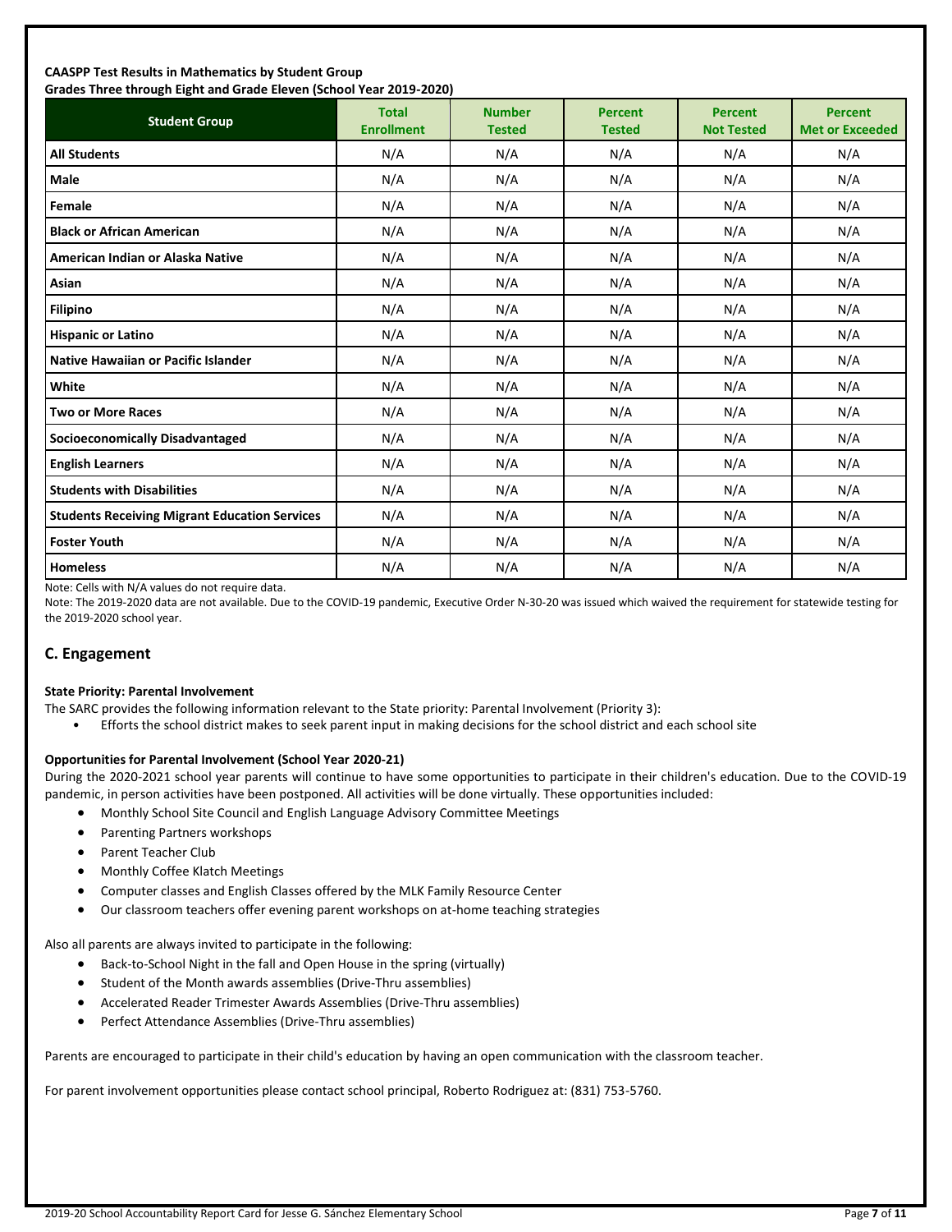**CAASPP Test Results in Mathematics by Student Group**
**Grades Three through Eight and Grade Eleven (School Year 2019-2020)**

| Student Group | Total Enrollment | Number Tested | Percent Tested | Percent Not Tested | Percent Met or Exceeded |
|---|---|---|---|---|---|
| **All Students** | N/A | N/A | N/A | N/A | N/A |
| **Male** | N/A | N/A | N/A | N/A | N/A |
| **Female** | N/A | N/A | N/A | N/A | N/A |
| **Black or African American** | N/A | N/A | N/A | N/A | N/A |
| **American Indian or Alaska Native** | N/A | N/A | N/A | N/A | N/A |
| **Asian** | N/A | N/A | N/A | N/A | N/A |
| **Filipino** | N/A | N/A | N/A | N/A | N/A |
| **Hispanic or Latino** | N/A | N/A | N/A | N/A | N/A |
| **Native Hawaiian or Pacific Islander** | N/A | N/A | N/A | N/A | N/A |
| **White** | N/A | N/A | N/A | N/A | N/A |
| **Two or More Races** | N/A | N/A | N/A | N/A | N/A |
| **Socioeconomically Disadvantaged** | N/A | N/A | N/A | N/A | N/A |
| **English Learners** | N/A | N/A | N/A | N/A | N/A |
| **Students with Disabilities** | N/A | N/A | N/A | N/A | N/A |
| **Students Receiving Migrant Education Services** | N/A | N/A | N/A | N/A | N/A |
| **Foster Youth** | N/A | N/A | N/A | N/A | N/A |
| **Homeless** | N/A | N/A | N/A | N/A | N/A |

Note: Cells with N/A values do not require data.

Note: The 2019-2020 data are not available. Due to the COVID-19 pandemic, Executive Order N-30-20 was issued which waived the requirement for statewide testing for the 2019-2020 school year.

## C. Engagement

**State Priority: Parental Involvement**

The SARC provides the following information relevant to the State priority: Parental Involvement (Priority 3):

- Efforts the school district makes to seek parent input in making decisions for the school district and each school site

**Opportunities for Parental Involvement (School Year 2020-21)**

During the 2020-2021 school year parents will continue to have some opportunities to participate in their children's education. Due to the COVID-19 pandemic, in person activities have been postponed. All activities will be done virtually. These opportunities included:

- Monthly School Site Council and English Language Advisory Committee Meetings
- Parenting Partners workshops
- Parent Teacher Club
- Monthly Coffee Klatch Meetings
- Computer classes and English Classes offered by the MLK Family Resource Center
- Our classroom teachers offer evening parent workshops on at-home teaching strategies

Also all parents are always invited to participate in the following:

- Back-to-School Night in the fall and Open House in the spring (virtually)
- Student of the Month awards assemblies (Drive-Thru assemblies)
- Accelerated Reader Trimester Awards Assemblies (Drive-Thru assemblies)
- Perfect Attendance Assemblies (Drive-Thru assemblies)

Parents are encouraged to participate in their child's education by having an open communication with the classroom teacher.

For parent involvement opportunities please contact school principal, Roberto Rodriguez at: (831) 753-5760.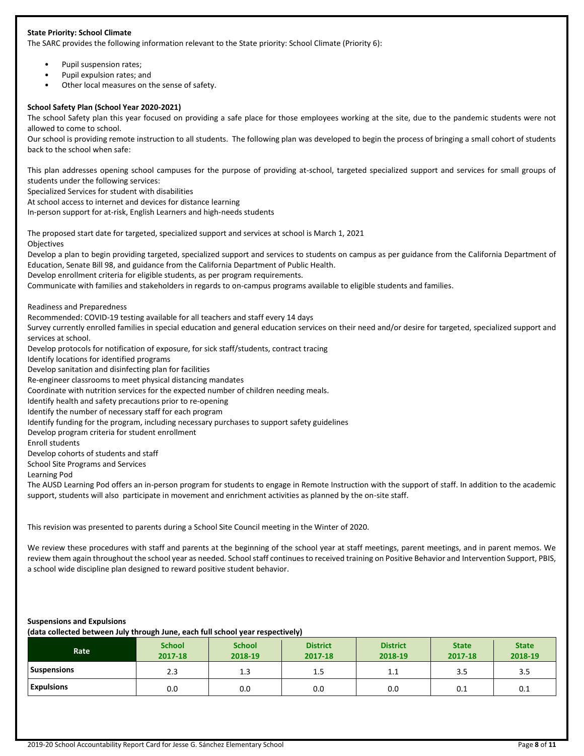**State Priority: School Climate**

The SARC provides the following information relevant to the State priority: School Climate (Priority 6):

- Pupil suspension rates;
- Pupil expulsion rates; and
- Other local measures on the sense of safety.

**School Safety Plan (School Year 2020-2021)**

The school Safety plan this year focused on providing a safe place for those employees working at the site, due to the pandemic students were not allowed to come to school.

Our school is providing remote instruction to all students. The following plan was developed to begin the process of bringing a small cohort of students back to the school when safe:

This plan addresses opening school campuses for the purpose of providing at-school, targeted specialized support and services for small groups of students under the following services:

Specialized Services for student with disabilities

At school access to internet and devices for distance learning

In-person support for at-risk, English Learners and high-needs students

The proposed start date for targeted, specialized support and services at school is March 1, 2021

Objectives

Develop a plan to begin providing targeted, specialized support and services to students on campus as per guidance from the California Department of Education, Senate Bill 98, and guidance from the California Department of Public Health.

Develop enrollment criteria for eligible students, as per program requirements.

Communicate with families and stakeholders in regards to on-campus programs available to eligible students and families.

Readiness and Preparedness

Recommended: COVID-19 testing available for all teachers and staff every 14 days

Survey currently enrolled families in special education and general education services on their need and/or desire for targeted, specialized support and services at school.

Develop protocols for notification of exposure, for sick staff/students, contract tracing

Identify locations for identified programs

Develop sanitation and disinfecting plan for facilities

Re-engineer classrooms to meet physical distancing mandates

Coordinate with nutrition services for the expected number of children needing meals.

Identify health and safety precautions prior to re-opening

Identify the number of necessary staff for each program

Identify funding for the program, including necessary purchases to support safety guidelines

Develop program criteria for student enrollment

Enroll students

Develop cohorts of students and staff

School Site Programs and Services

Learning Pod

The AUSD Learning Pod offers an in-person program for students to engage in Remote Instruction with the support of staff. In addition to the academic support, students will also participate in movement and enrichment activities as planned by the on-site staff.

This revision was presented to parents during a School Site Council meeting in the Winter of 2020.

We review these procedures with staff and parents at the beginning of the school year at staff meetings, parent meetings, and in parent memos. We review them again throughout the school year as needed. School staff continues to received training on Positive Behavior and Intervention Support, PBIS, a school wide discipline plan designed to reward positive student behavior.

**Suspensions and Expulsions**
**(data collected between July through June, each full school year respectively)**

| Rate | School 2017-18 | School 2018-19 | District 2017-18 | District 2018-19 | State 2017-18 | State 2018-19 |
|---|---|---|---|---|---|---|
| **Suspensions** | 2.3 | 1.3 | 1.5 | 1.1 | 3.5 | 3.5 |
| **Expulsions** | 0.0 | 0.0 | 0.0 | 0.0 | 0.1 | 0.1 |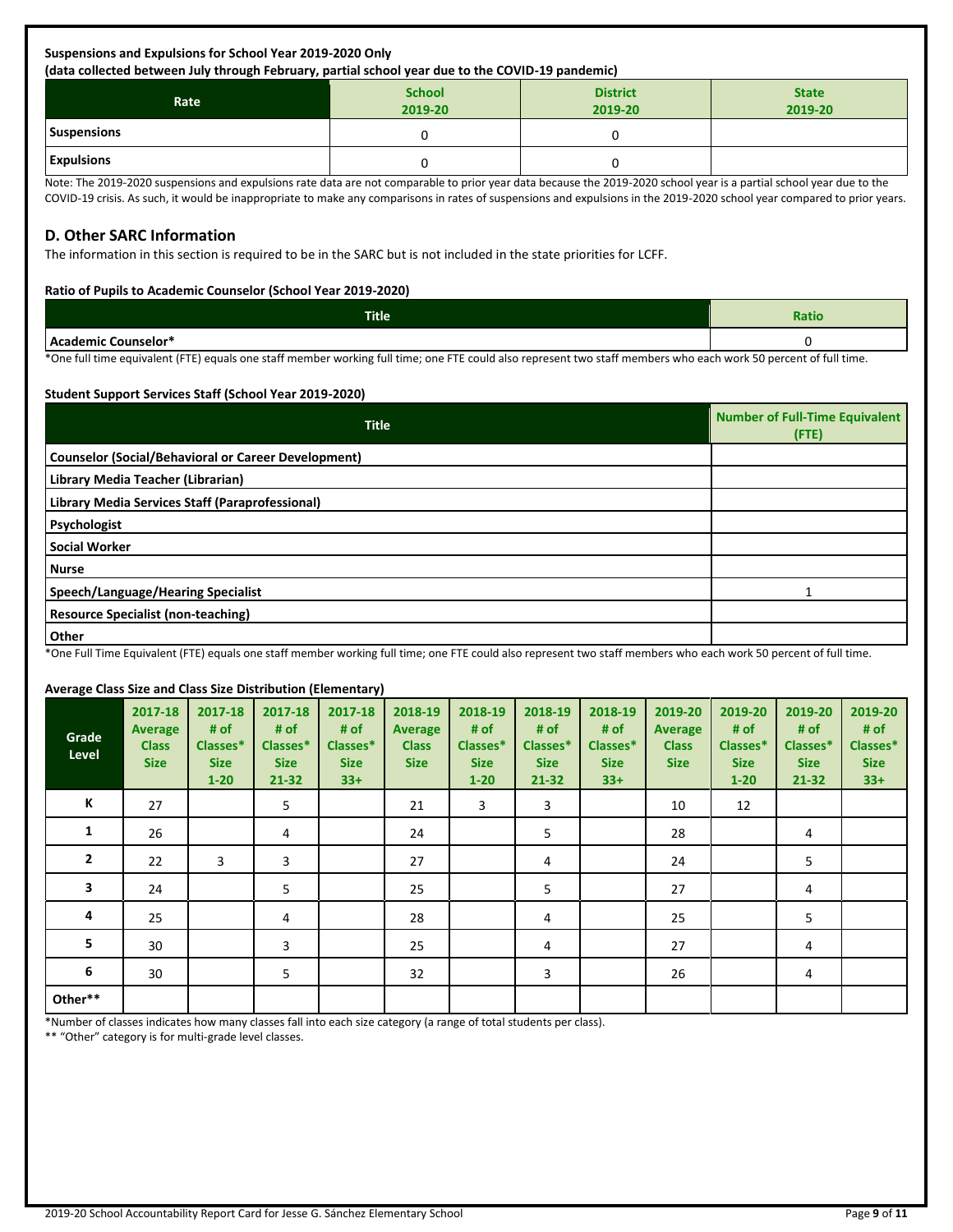**Suspensions and Expulsions for School Year 2019-2020 Only**
**(data collected between July through February, partial school year due to the COVID-19 pandemic)**

| Rate | School 2019-20 | District 2019-20 | State 2019-20 |
|---|---|---|---|
| Suspensions | 0 | 0 | |
| Expulsions | 0 | 0 | |

Note: The 2019-2020 suspensions and expulsions rate data are not comparable to prior year data because the 2019-2020 school year is a partial school year due to the COVID-19 crisis. As such, it would be inappropriate to make any comparisons in rates of suspensions and expulsions in the 2019-2020 school year compared to prior years.

## D. Other SARC Information

The information in this section is required to be in the SARC but is not included in the state priorities for LCFF.

**Ratio of Pupils to Academic Counselor (School Year 2019-2020)**

| Title | Ratio |
|---|---|
| Academic Counselor* | 0 |

*One full time equivalent (FTE) equals one staff member working full time; one FTE could also represent two staff members who each work 50 percent of full time.

**Student Support Services Staff (School Year 2019-2020)**

| Title | Number of Full-Time Equivalent (FTE) |
|---|---|
| Counselor (Social/Behavioral or Career Development) | |
| Library Media Teacher (Librarian) | |
| Library Media Services Staff (Paraprofessional) | |
| Psychologist | |
| Social Worker | |
| Nurse | |
| Speech/Language/Hearing Specialist | 1 |
| Resource Specialist (non-teaching) | |
| Other | |

*One Full Time Equivalent (FTE) equals one staff member working full time; one FTE could also represent two staff members who each work 50 percent of full time.

**Average Class Size and Class Size Distribution (Elementary)**

| Grade Level | 2017-18 Average Class Size | 2017-18 # of Classes* Size 1-20 | 2017-18 # of Classes* Size 21-32 | 2017-18 # of Classes* Size 33+ | 2018-19 Average Class Size | 2018-19 # of Classes* Size 1-20 | 2018-19 # of Classes* Size 21-32 | 2018-19 # of Classes* Size 33+ | 2019-20 Average Class Size | 2019-20 # of Classes* Size 1-20 | 2019-20 # of Classes* Size 21-32 | 2019-20 # of Classes* Size 33+ |
|---|---|---|---|---|---|---|---|---|---|---|---|---|
| K | 27 | | 5 | | 21 | 3 | 3 | | 10 | 12 | | |
| 1 | 26 | | 4 | | 24 | | 5 | | 28 | | 4 | |
| 2 | 22 | 3 | 3 | | 27 | | 4 | | 24 | | 5 | |
| 3 | 24 | | 5 | | 25 | | 5 | | 27 | | 4 | |
| 4 | 25 | | 4 | | 28 | | 4 | | 25 | | 5 | |
| 5 | 30 | | 3 | | 25 | | 4 | | 27 | | 4 | |
| 6 | 30 | | 5 | | 32 | | 3 | | 26 | | 4 | |
| Other** | | | | | | | | | | | | |

*Number of classes indicates how many classes fall into each size category (a range of total students per class).

** "Other" category is for multi-grade level classes.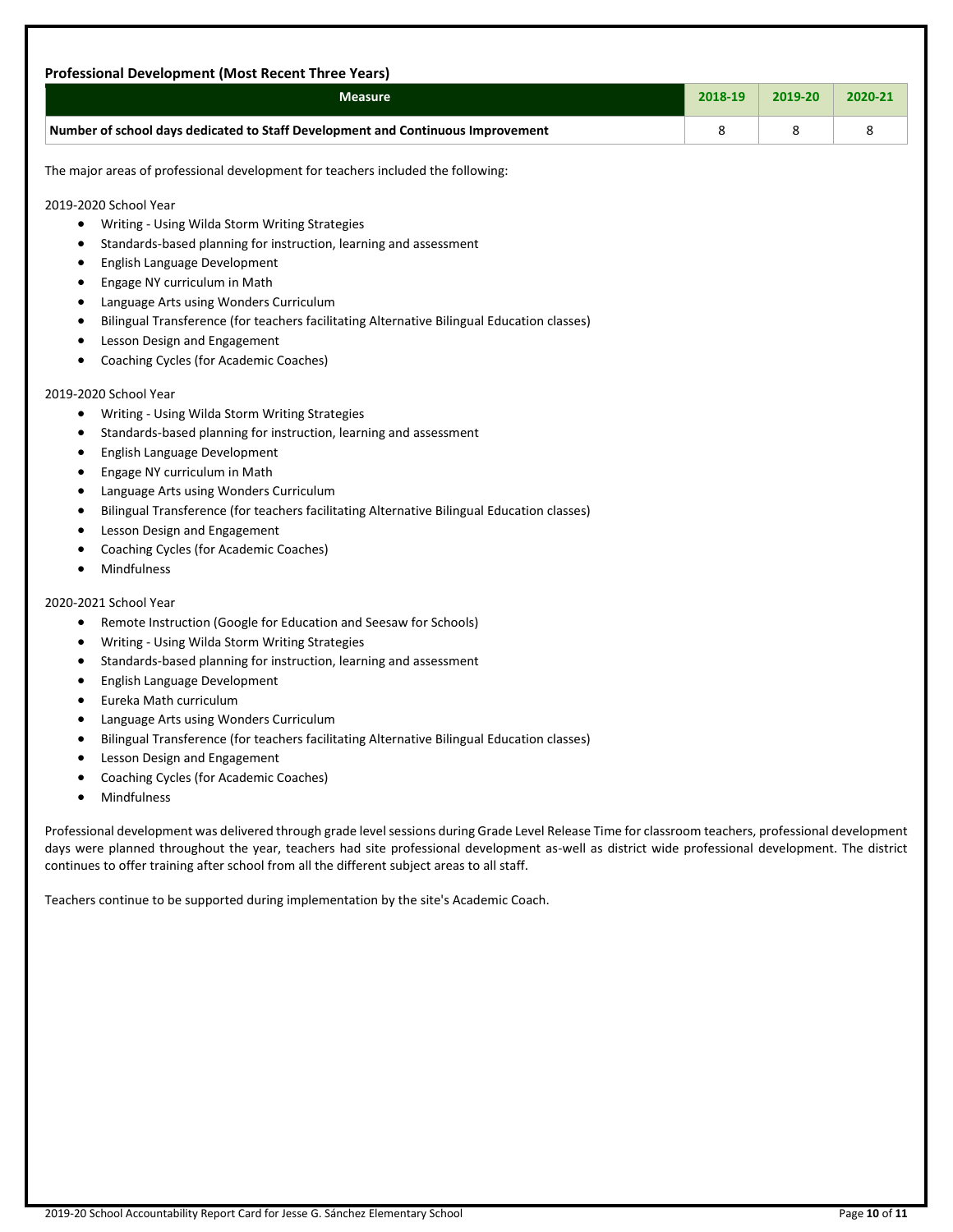**Professional Development (Most Recent Three Years)**

| Measure | 2018-19 | 2019-20 | 2020-21 |
|---|---|---|---|
| **Number of school days dedicated to Staff Development and Continuous Improvement** | 8 | 8 | 8 |

The major areas of professional development for teachers included the following:

2019-2020 School Year

- Writing - Using Wilda Storm Writing Strategies
- Standards-based planning for instruction, learning and assessment
- English Language Development
- Engage NY curriculum in Math
- Language Arts using Wonders Curriculum
- Bilingual Transference (for teachers facilitating Alternative Bilingual Education classes)
- Lesson Design and Engagement
- Coaching Cycles (for Academic Coaches)

2019-2020 School Year

- Writing - Using Wilda Storm Writing Strategies
- Standards-based planning for instruction, learning and assessment
- English Language Development
- Engage NY curriculum in Math
- Language Arts using Wonders Curriculum
- Bilingual Transference (for teachers facilitating Alternative Bilingual Education classes)
- Lesson Design and Engagement
- Coaching Cycles (for Academic Coaches)
- Mindfulness

2020-2021 School Year

- Remote Instruction (Google for Education and Seesaw for Schools)
- Writing - Using Wilda Storm Writing Strategies
- Standards-based planning for instruction, learning and assessment
- English Language Development
- Eureka Math curriculum
- Language Arts using Wonders Curriculum
- Bilingual Transference (for teachers facilitating Alternative Bilingual Education classes)
- Lesson Design and Engagement
- Coaching Cycles (for Academic Coaches)
- Mindfulness

Professional development was delivered through grade level sessions during Grade Level Release Time for classroom teachers, professional development days were planned throughout the year, teachers had site professional development as-well as district wide professional development. The district continues to offer training after school from all the different subject areas to all staff.

Teachers continue to be supported during implementation by the site's Academic Coach.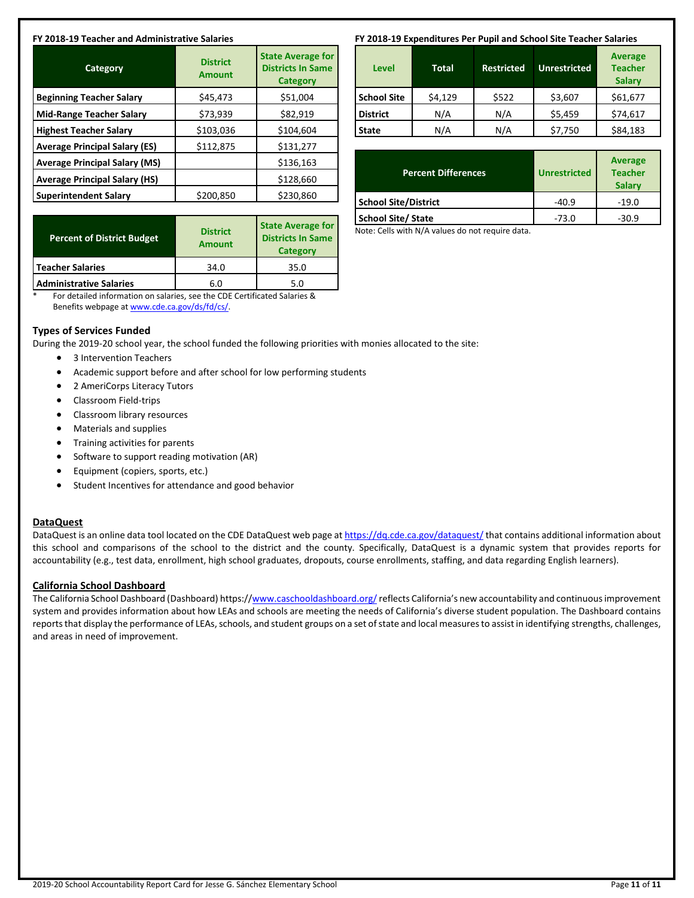**FY 2018-19 Teacher and Administrative Salaries**

| Category | District Amount | State Average for Districts In Same Category |
|---|---|---|
| Beginning Teacher Salary | $45,473 | $51,004 |
| Mid-Range Teacher Salary | $73,939 | $82,919 |
| Highest Teacher Salary | $103,036 | $104,604 |
| Average Principal Salary (ES) | $112,875 | $131,277 |
| Average Principal Salary (MS) | | $136,163 |
| Average Principal Salary (HS) | | $128,660 |
| Superintendent Salary | $200,850 | $230,860 |

| Percent of District Budget | District Amount | State Average for Districts In Same Category |
|---|---|---|
| Teacher Salaries | 34.0 | 35.0 |
| Administrative Salaries | 6.0 | 5.0 |

\* For detailed information on salaries, see the CDE Certificated Salaries & Benefits webpage at www.cde.ca.gov/ds/fd/cs/.

**FY 2018-19 Expenditures Per Pupil and School Site Teacher Salaries**

| Level | Total | Restricted | Unrestricted | Average Teacher Salary |
|---|---|---|---|---|
| School Site | $4,129 | $522 | $3,607 | $61,677 |
| District | N/A | N/A | $5,459 | $74,617 |
| State | N/A | N/A | $7,750 | $84,183 |

| Percent Differences | Unrestricted | Average Teacher Salary |
|---|---|---|
| School Site/District | -40.9 | -19.0 |
| School Site/ State | -73.0 | -30.9 |

Note: Cells with N/A values do not require data.

## Types of Services Funded

During the 2019-20 school year, the school funded the following priorities with monies allocated to the site:

- 3 Intervention Teachers
- Academic support before and after school for low performing students
- 2 AmeriCorps Literacy Tutors
- Classroom Field-trips
- Classroom library resources
- Materials and supplies
- Training activities for parents
- Software to support reading motivation (AR)
- Equipment (copiers, sports, etc.)
- Student Incentives for attendance and good behavior

## DataQuest

DataQuest is an online data tool located on the CDE DataQuest web page at https://dq.cde.ca.gov/dataquest/ that contains additional information about this school and comparisons of the school to the district and the county. Specifically, DataQuest is a dynamic system that provides reports for accountability (e.g., test data, enrollment, high school graduates, dropouts, course enrollments, staffing, and data regarding English learners).

## California School Dashboard

The California School Dashboard (Dashboard) https://www.caschooldashboard.org/ reflects California's new accountability and continuous improvement system and provides information about how LEAs and schools are meeting the needs of California's diverse student population. The Dashboard contains reports that display the performance of LEAs, schools, and student groups on a set of state and local measures to assist in identifying strengths, challenges, and areas in need of improvement.